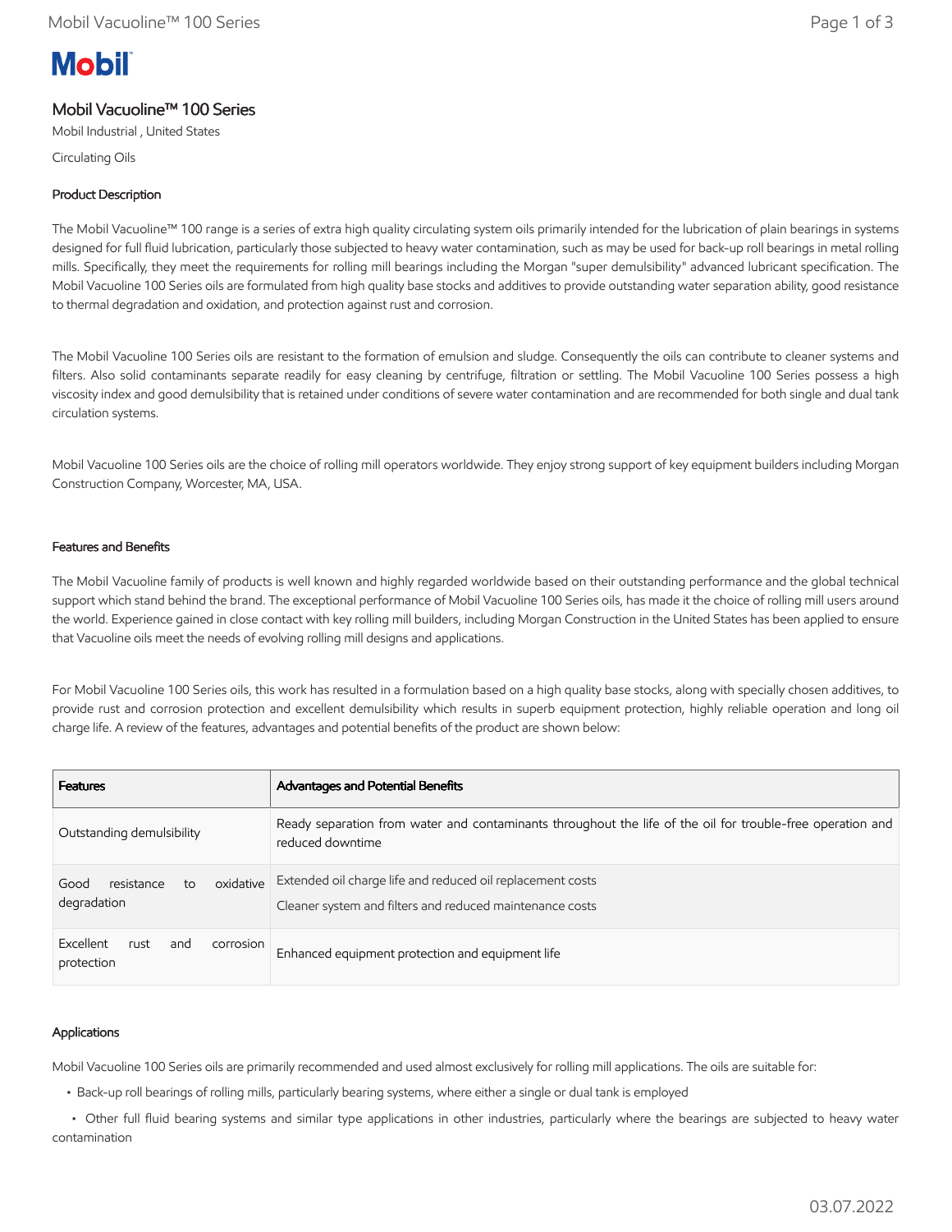Mobil

# Mobil Vacuoline™ 100 Series

Mobil Industrial , United States

Circulating Oils

## Product Description

The Mobil Vacuoline™ 100 range is a series of extra high quality circulating system oils primarily intended for the lubrication of plain bearings in systems designed for full fluid lubrication, particularly those subjected to heavy water contamination, such as may be used for back-up roll bearings in metal rolling mills. Specifically, they meet the requirements for rolling mill bearings including the Morgan "super demulsibility" advanced lubricant specification. The Mobil Vacuoline 100 Series oils are formulated from high quality base stocks and additives to provide outstanding water separation ability, good resistance to thermal degradation and oxidation, and protection against rust and corrosion.

The Mobil Vacuoline 100 Series oils are resistant to the formation of emulsion and sludge. Consequently the oils can contribute to cleaner systems and filters. Also solid contaminants separate readily for easy cleaning by centrifuge, filtration or settling. The Mobil Vacuoline 100 Series possess a high viscosity index and good demulsibility that is retained under conditions of severe water contamination and are recommended for both single and dual tank circulation systems.

Mobil Vacuoline 100 Series oils are the choice of rolling mill operators worldwide. They enjoy strong support of key equipment builders including Morgan Construction Company, Worcester, MA, USA.

## Features and Benefits

The Mobil Vacuoline family of products is well known and highly regarded worldwide based on their outstanding performance and the global technical support which stand behind the brand. The exceptional performance of Mobil Vacuoline 100 Series oils, has made it the choice of rolling mill users around the world. Experience gained in close contact with key rolling mill builders, including Morgan Construction in the United States has been applied to ensure that Vacuoline oils meet the needs of evolving rolling mill designs and applications.

For Mobil Vacuoline 100 Series oils, this work has resulted in a formulation based on a high quality base stocks, along with specially chosen additives, to provide rust and corrosion protection and excellent demulsibility which results in superb equipment protection, highly reliable operation and long oil charge life. A review of the features, advantages and potential benefits of the product are shown below:

| Features | Advantages and Potential Benefits |
|---|---|
| Outstanding demulsibility | Ready separation from water and contaminants throughout the life of the oil for trouble-free operation and reduced downtime |
| Good resistance to oxidative degradation | Extended oil charge life and reduced oil replacement costs<br>Cleaner system and filters and reduced maintenance costs |
| Excellent rust and corrosion protection | Enhanced equipment protection and equipment life |

## Applications

Mobil Vacuoline 100 Series oils are primarily recommended and used almost exclusively for rolling mill applications. The oils are suitable for:

- Back-up roll bearings of rolling mills, particularly bearing systems, where either a single or dual tank is employed
- Other full fluid bearing systems and similar type applications in other industries, particularly where the bearings are subjected to heavy water contamination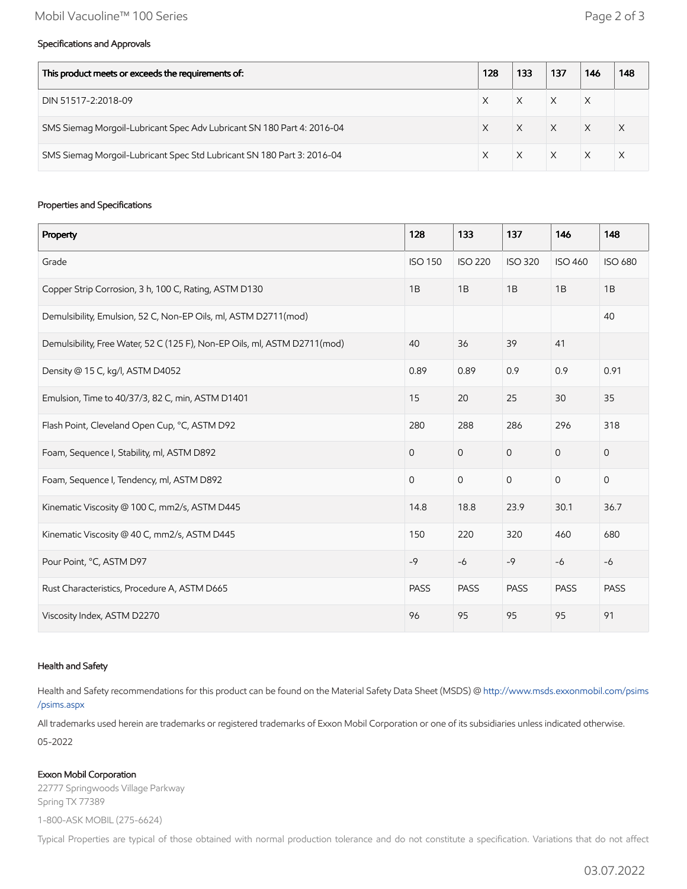### Specifications and Approvals

| This product meets or exceeds the requirements of: | 128 | 133 | 137 | 146 | 148 |
|---|---|---|---|---|---|
| DIN 51517-2:2018-09 | X | X | X | X | |
| SMS Siemag Morgoil-Lubricant Spec Adv Lubricant SN 180 Part 4: 2016-04 | X | X | X | X | X |
| SMS Siemag Morgoil-Lubricant Spec Std Lubricant SN 180 Part 3: 2016-04 | X | X | X | X | X |

### Properties and Specifications

| Property | 128 | 133 | 137 | 146 | 148 |
|---|---|---|---|---|---|
| Grade | ISO 150 | ISO 220 | ISO 320 | ISO 460 | ISO 680 |
| Copper Strip Corrosion, 3 h, 100 C, Rating, ASTM D130 | 1B | 1B | 1B | 1B | 1B |
| Demulsibility, Emulsion, 52 C, Non-EP Oils, ml, ASTM D2711(mod) | | | | | 40 |
| Demulsibility, Free Water, 52 C (125 F), Non-EP Oils, ml, ASTM D2711(mod) | 40 | 36 | 39 | 41 | |
| Density @ 15 C, kg/l, ASTM D4052 | 0.89 | 0.89 | 0.9 | 0.9 | 0.91 |
| Emulsion, Time to 40/37/3, 82 C, min, ASTM D1401 | 15 | 20 | 25 | 30 | 35 |
| Flash Point, Cleveland Open Cup, °C, ASTM D92 | 280 | 288 | 286 | 296 | 318 |
| Foam, Sequence I, Stability, ml, ASTM D892 | 0 | 0 | 0 | 0 | 0 |
| Foam, Sequence I, Tendency, ml, ASTM D892 | 0 | 0 | 0 | 0 | 0 |
| Kinematic Viscosity @ 100 C, mm2/s, ASTM D445 | 14.8 | 18.8 | 23.9 | 30.1 | 36.7 |
| Kinematic Viscosity @ 40 C, mm2/s, ASTM D445 | 150 | 220 | 320 | 460 | 680 |
| Pour Point, °C, ASTM D97 | -9 | -6 | -9 | -6 | -6 |
| Rust Characteristics, Procedure A, ASTM D665 | PASS | PASS | PASS | PASS | PASS |
| Viscosity Index, ASTM D2270 | 96 | 95 | 95 | 95 | 91 |

### Health and Safety

Health and Safety recommendations for this product can be found on the Material Safety Data Sheet (MSDS) @ http://www.msds.exxonmobil.com/psims/psims.aspx

All trademarks used herein are trademarks or registered trademarks of Exxon Mobil Corporation or one of its subsidiaries unless indicated otherwise.

05-2022

**Exxon Mobil Corporation**
22777 Springwoods Village Parkway
Spring TX 77389

1-800-ASK MOBIL (275-6624)

Typical Properties are typical of those obtained with normal production tolerance and do not constitute a specification. Variations that do not affect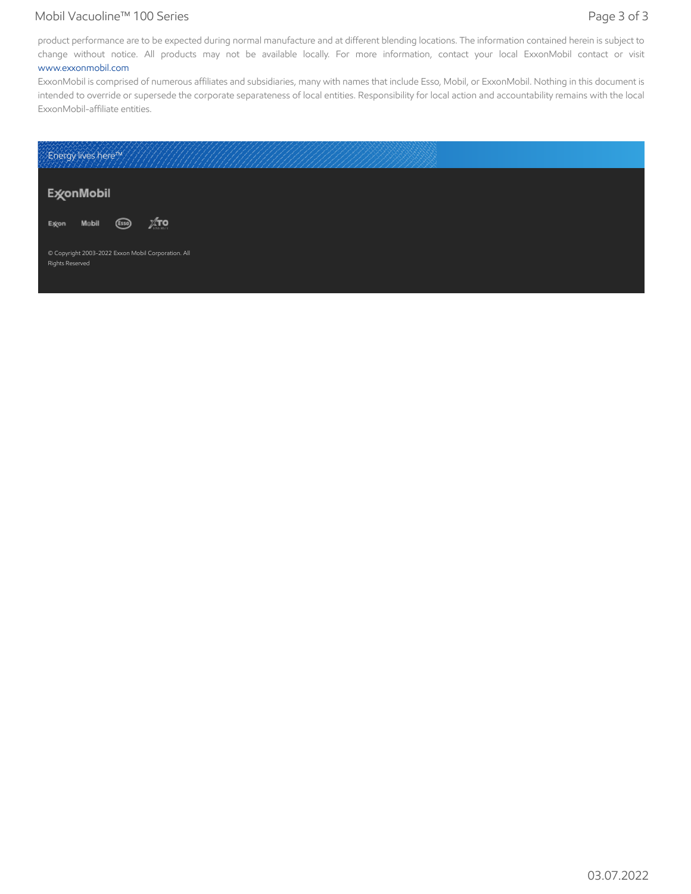product performance are to be expected during normal manufacture and at different blending locations. The information contained herein is subject to change without notice. All products may not be available locally. For more information, contact your local ExxonMobil contact or visit www.exxonmobil.com

ExxonMobil is comprised of numerous affiliates and subsidiaries, many with names that include Esso, Mobil, or ExxonMobil. Nothing in this document is intended to override or supersede the corporate separateness of local entities. Responsibility for local action and accountability remains with the local ExxonMobil-affiliate entities.

Energy lives here™

ExxonMobil

Exxon Mobil Esso XTO

© Copyright 2003-2022 Exxon Mobil Corporation. All Rights Reserved

03.07.2022